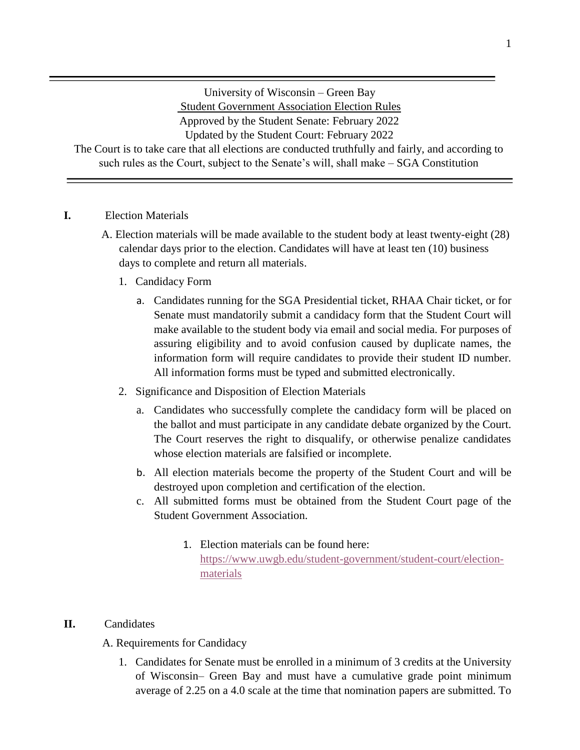University of Wisconsin – Green Bay

Student Government Association Election Rules

Approved by the Student Senate: February 2022

Updated by the Student Court: February 2022

The Court is to take care that all elections are conducted truthfully and fairly, and according to such rules as the Court, subject to the Senate's will, shall make – SGA Constitution

---

## I. Election Materials

A. Election materials will be made available to the student body at least twenty-eight (28) calendar days prior to the election. Candidates will have at least ten (10) business days to complete and return all materials.

1. Candidacy Form
   a. Candidates running for the SGA Presidential ticket, RHAA Chair ticket, or for Senate must mandatorily submit a candidacy form that the Student Court will make available to the student body via email and social media. For purposes of assuring eligibility and to avoid confusion caused by duplicate names, the information form will require candidates to provide their student ID number. All information forms must be typed and submitted electronically.
2. Significance and Disposition of Election Materials
   a. Candidates who successfully complete the candidacy form will be placed on the ballot and must participate in any candidate debate organized by the Court. The Court reserves the right to disqualify, or otherwise penalize candidates whose election materials are falsified or incomplete.
   b. All election materials become the property of the Student Court and will be destroyed upon completion and certification of the election.
   c. All submitted forms must be obtained from the Student Court page of the Student Government Association.
      1. Election materials can be found here: https://www.uwgb.edu/student-government/student-court/election-materials

## II. Candidates

A. Requirements for Candidacy

1. Candidates for Senate must be enrolled in a minimum of 3 credits at the University of Wisconsin– Green Bay and must have a cumulative grade point minimum average of 2.25 on a 4.0 scale at the time that nomination papers are submitted. To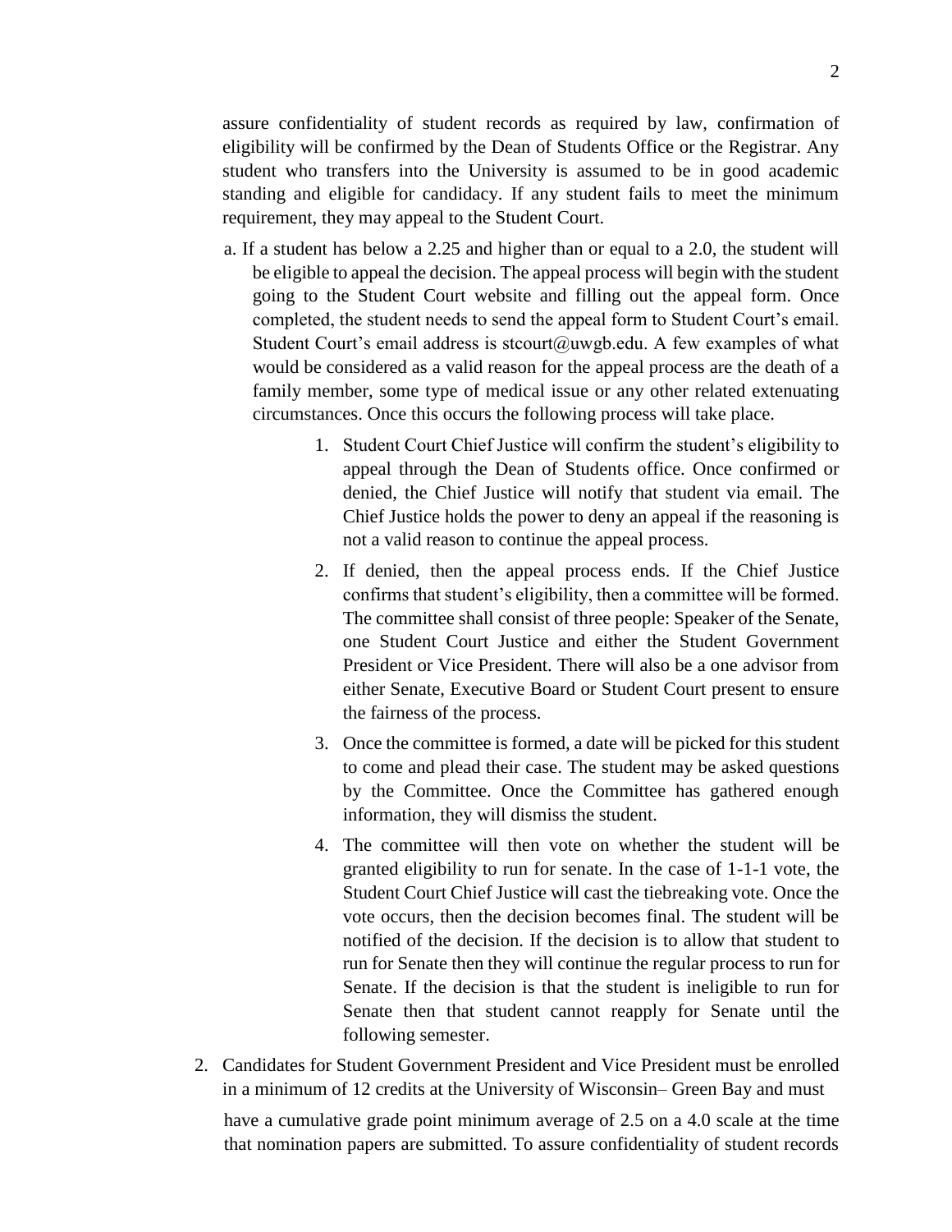assure confidentiality of student records as required by law, confirmation of eligibility will be confirmed by the Dean of Students Office or the Registrar. Any student who transfers into the University is assumed to be in good academic standing and eligible for candidacy. If any student fails to meet the minimum requirement, they may appeal to the Student Court.

a. If a student has below a 2.25 and higher than or equal to a 2.0, the student will be eligible to appeal the decision. The appeal process will begin with the student going to the Student Court website and filling out the appeal form. Once completed, the student needs to send the appeal form to Student Court's email. Student Court's email address is stcourt@uwgb.edu. A few examples of what would be considered as a valid reason for the appeal process are the death of a family member, some type of medical issue or any other related extenuating circumstances. Once this occurs the following process will take place.

    1. Student Court Chief Justice will confirm the student's eligibility to appeal through the Dean of Students office. Once confirmed or denied, the Chief Justice will notify that student via email. The Chief Justice holds the power to deny an appeal if the reasoning is not a valid reason to continue the appeal process.
    2. If denied, then the appeal process ends. If the Chief Justice confirms that student's eligibility, then a committee will be formed. The committee shall consist of three people: Speaker of the Senate, one Student Court Justice and either the Student Government President or Vice President. There will also be a one advisor from either Senate, Executive Board or Student Court present to ensure the fairness of the process.
    3. Once the committee is formed, a date will be picked for this student to come and plead their case. The student may be asked questions by the Committee. Once the Committee has gathered enough information, they will dismiss the student.
    4. The committee will then vote on whether the student will be granted eligibility to run for senate. In the case of 1-1-1 vote, the Student Court Chief Justice will cast the tiebreaking vote. Once the vote occurs, then the decision becomes final. The student will be notified of the decision. If the decision is to allow that student to run for Senate then they will continue the regular process to run for Senate. If the decision is that the student is ineligible to run for Senate then that student cannot reapply for Senate until the following semester.

2. Candidates for Student Government President and Vice President must be enrolled in a minimum of 12 credits at the University of Wisconsin– Green Bay and must have a cumulative grade point minimum average of 2.5 on a 4.0 scale at the time that nomination papers are submitted. To assure confidentiality of student records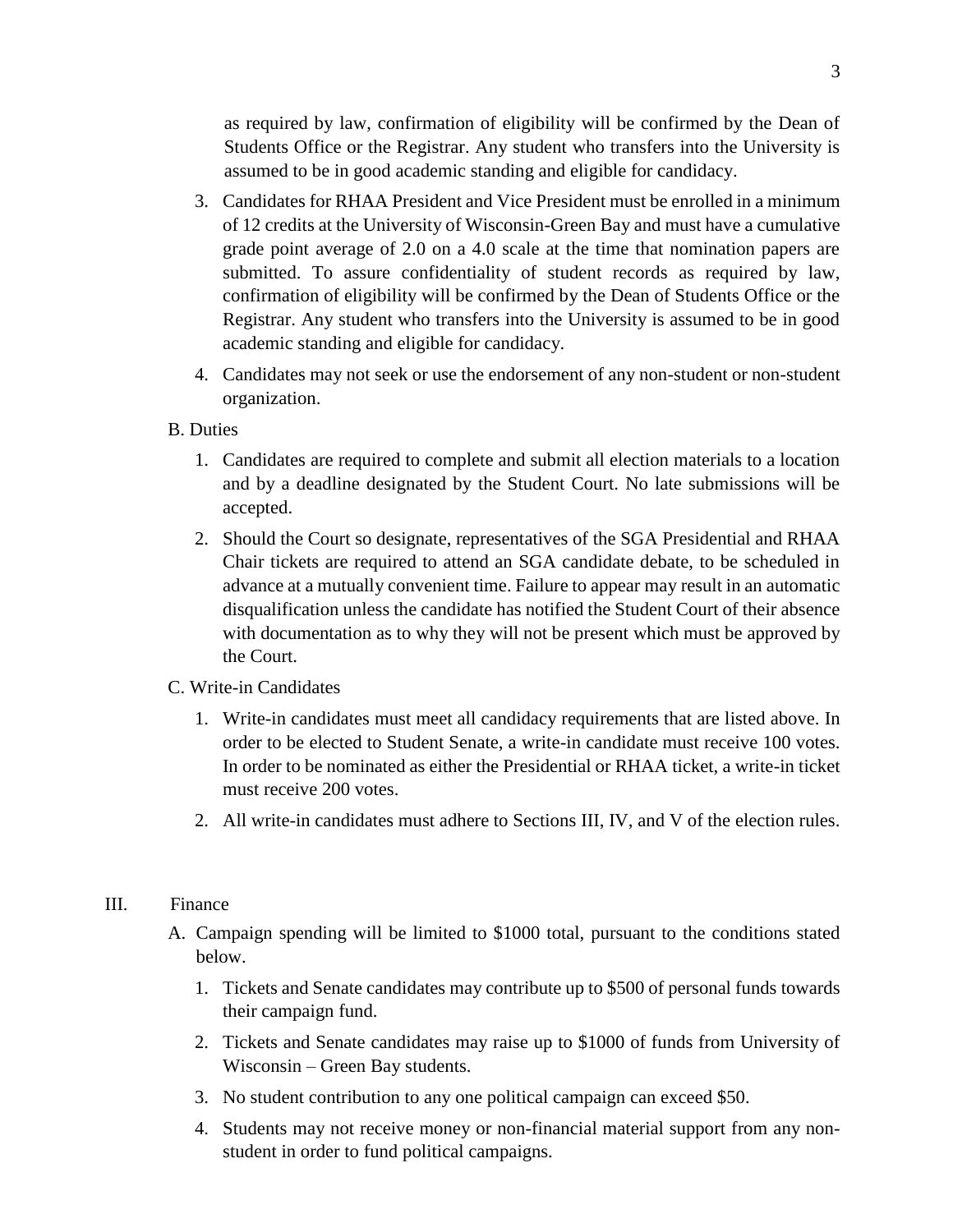as required by law, confirmation of eligibility will be confirmed by the Dean of Students Office or the Registrar. Any student who transfers into the University is assumed to be in good academic standing and eligible for candidacy.

3. Candidates for RHAA President and Vice President must be enrolled in a minimum of 12 credits at the University of Wisconsin-Green Bay and must have a cumulative grade point average of 2.0 on a 4.0 scale at the time that nomination papers are submitted. To assure confidentiality of student records as required by law, confirmation of eligibility will be confirmed by the Dean of Students Office or the Registrar. Any student who transfers into the University is assumed to be in good academic standing and eligible for candidacy.

4. Candidates may not seek or use the endorsement of any non-student or non-student organization.

B. Duties

1. Candidates are required to complete and submit all election materials to a location and by a deadline designated by the Student Court. No late submissions will be accepted.

2. Should the Court so designate, representatives of the SGA Presidential and RHAA Chair tickets are required to attend an SGA candidate debate, to be scheduled in advance at a mutually convenient time. Failure to appear may result in an automatic disqualification unless the candidate has notified the Student Court of their absence with documentation as to why they will not be present which must be approved by the Court.

C. Write-in Candidates

1. Write-in candidates must meet all candidacy requirements that are listed above. In order to be elected to Student Senate, a write-in candidate must receive 100 votes. In order to be nominated as either the Presidential or RHAA ticket, a write-in ticket must receive 200 votes.

2. All write-in candidates must adhere to Sections III, IV, and V of the election rules.

III. Finance

A. Campaign spending will be limited to $1000 total, pursuant to the conditions stated below.

1. Tickets and Senate candidates may contribute up to $500 of personal funds towards their campaign fund.

2. Tickets and Senate candidates may raise up to $1000 of funds from University of Wisconsin – Green Bay students.

3. No student contribution to any one political campaign can exceed $50.

4. Students may not receive money or non-financial material support from any non-student in order to fund political campaigns.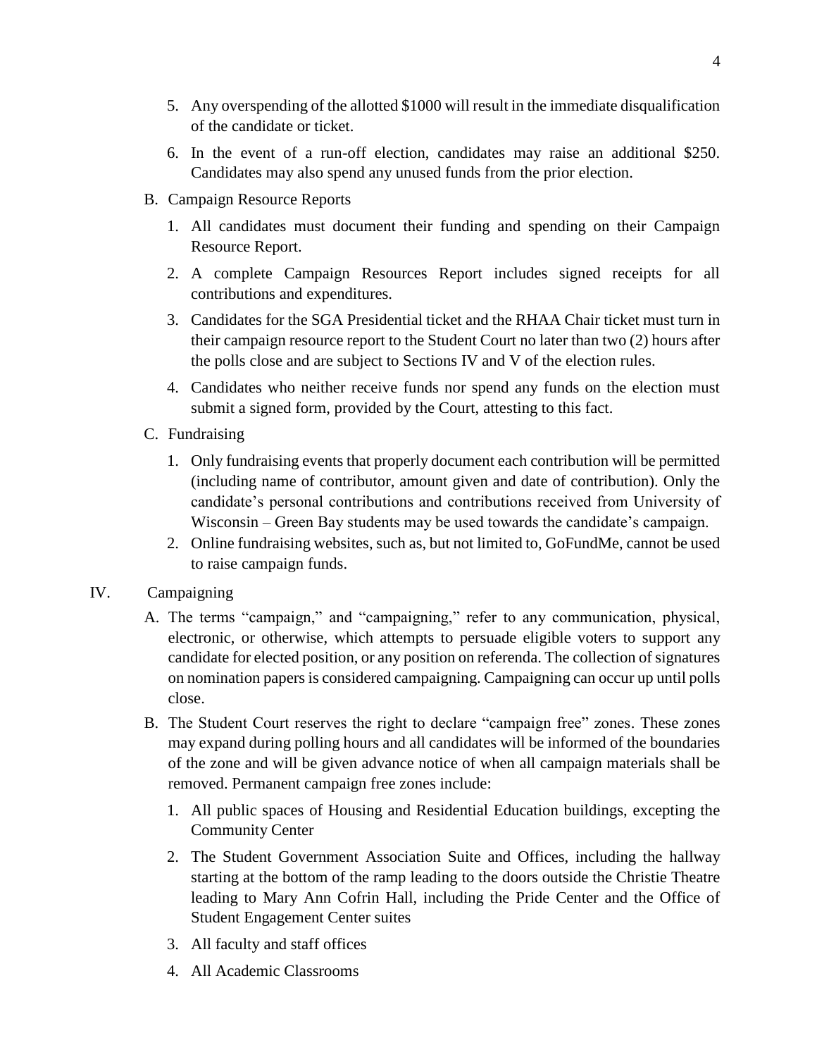5. Any overspending of the allotted $1000 will result in the immediate disqualification of the candidate or ticket.

6. In the event of a run-off election, candidates may raise an additional $250. Candidates may also spend any unused funds from the prior election.

B. Campaign Resource Reports

1. All candidates must document their funding and spending on their Campaign Resource Report.

2. A complete Campaign Resources Report includes signed receipts for all contributions and expenditures.

3. Candidates for the SGA Presidential ticket and the RHAA Chair ticket must turn in their campaign resource report to the Student Court no later than two (2) hours after the polls close and are subject to Sections IV and V of the election rules.

4. Candidates who neither receive funds nor spend any funds on the election must submit a signed form, provided by the Court, attesting to this fact.

C. Fundraising

1. Only fundraising events that properly document each contribution will be permitted (including name of contributor, amount given and date of contribution). Only the candidate's personal contributions and contributions received from University of Wisconsin – Green Bay students may be used towards the candidate's campaign.

2. Online fundraising websites, such as, but not limited to, GoFundMe, cannot be used to raise campaign funds.

IV. Campaigning

A. The terms "campaign," and "campaigning," refer to any communication, physical, electronic, or otherwise, which attempts to persuade eligible voters to support any candidate for elected position, or any position on referenda. The collection of signatures on nomination papers is considered campaigning. Campaigning can occur up until polls close.

B. The Student Court reserves the right to declare "campaign free" zones. These zones may expand during polling hours and all candidates will be informed of the boundaries of the zone and will be given advance notice of when all campaign materials shall be removed. Permanent campaign free zones include:

1. All public spaces of Housing and Residential Education buildings, excepting the Community Center

2. The Student Government Association Suite and Offices, including the hallway starting at the bottom of the ramp leading to the doors outside the Christie Theatre leading to Mary Ann Cofrin Hall, including the Pride Center and the Office of Student Engagement Center suites

3. All faculty and staff offices

4. All Academic Classrooms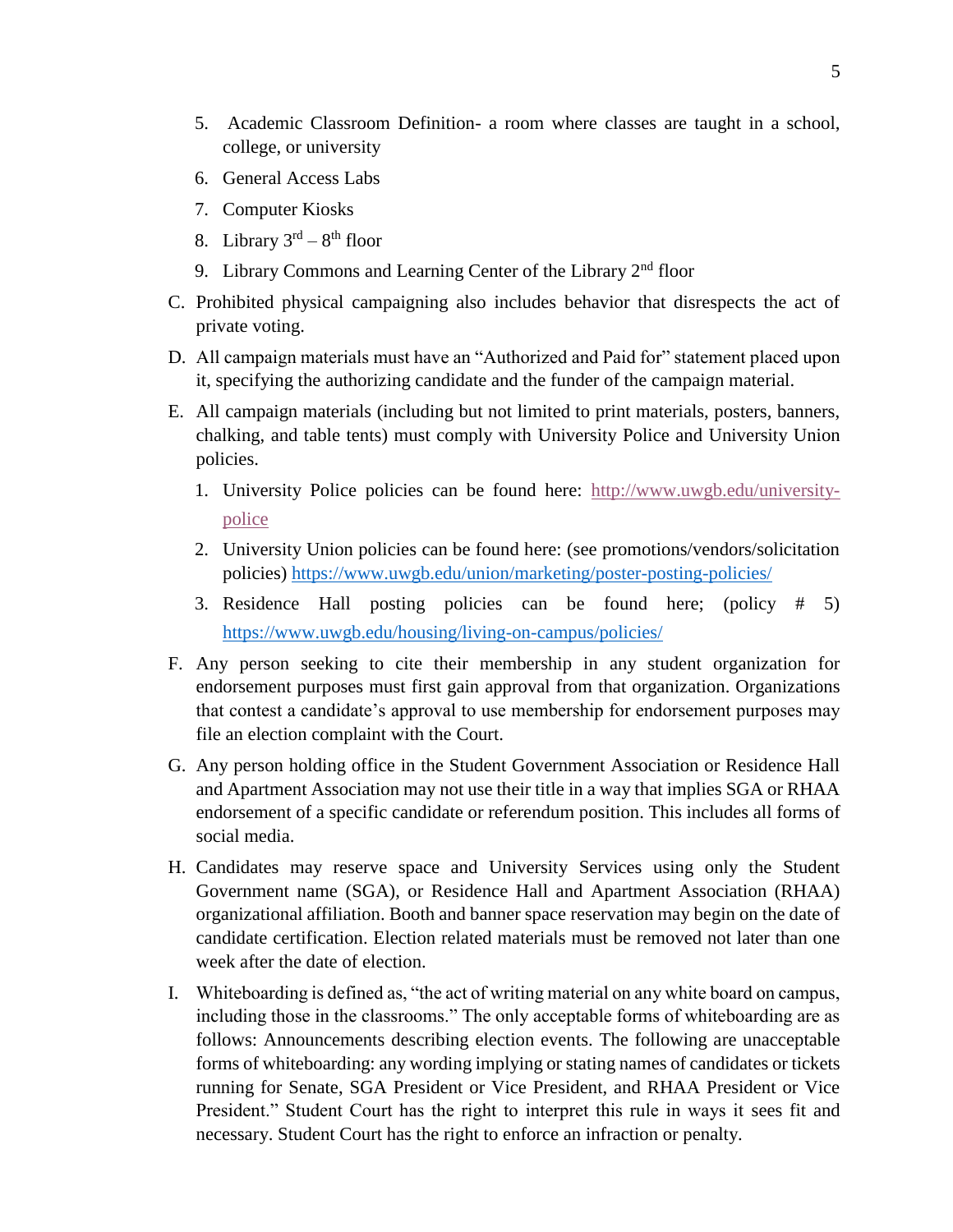5. Academic Classroom Definition- a room where classes are taught in a school, college, or university
6. General Access Labs
7. Computer Kiosks
8. Library 3rd – 8th floor
9. Library Commons and Learning Center of the Library 2nd floor

C. Prohibited physical campaigning also includes behavior that disrespects the act of private voting.

D. All campaign materials must have an "Authorized and Paid for" statement placed upon it, specifying the authorizing candidate and the funder of the campaign material.

E. All campaign materials (including but not limited to print materials, posters, banners, chalking, and table tents) must comply with University Police and University Union policies.

1. University Police policies can be found here: [http://www.uwgb.edu/university-police](http://www.uwgb.edu/university-police)
2. University Union policies can be found here: (see promotions/vendors/solicitation policies) [https://www.uwgb.edu/union/marketing/poster-posting-policies/](https://www.uwgb.edu/union/marketing/poster-posting-policies/)
3. Residence Hall posting policies can be found here; (policy # 5) [https://www.uwgb.edu/housing/living-on-campus/policies/](https://www.uwgb.edu/housing/living-on-campus/policies/)

F. Any person seeking to cite their membership in any student organization for endorsement purposes must first gain approval from that organization. Organizations that contest a candidate's approval to use membership for endorsement purposes may file an election complaint with the Court.

G. Any person holding office in the Student Government Association or Residence Hall and Apartment Association may not use their title in a way that implies SGA or RHAA endorsement of a specific candidate or referendum position. This includes all forms of social media.

H. Candidates may reserve space and University Services using only the Student Government name (SGA), or Residence Hall and Apartment Association (RHAA) organizational affiliation. Booth and banner space reservation may begin on the date of candidate certification. Election related materials must be removed not later than one week after the date of election.

I. Whiteboarding is defined as, "the act of writing material on any white board on campus, including those in the classrooms." The only acceptable forms of whiteboarding are as follows: Announcements describing election events. The following are unacceptable forms of whiteboarding: any wording implying or stating names of candidates or tickets running for Senate, SGA President or Vice President, and RHAA President or Vice President." Student Court has the right to interpret this rule in ways it sees fit and necessary. Student Court has the right to enforce an infraction or penalty.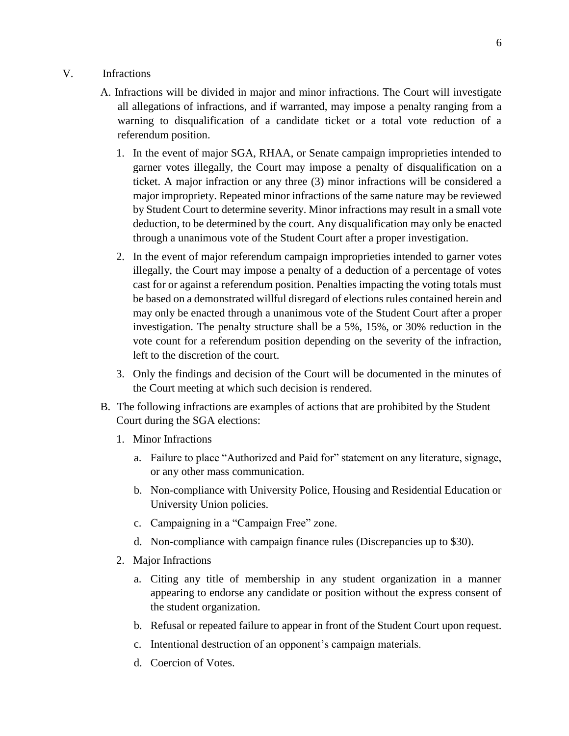## V. Infractions

A. Infractions will be divided in major and minor infractions. The Court will investigate all allegations of infractions, and if warranted, may impose a penalty ranging from a warning to disqualification of a candidate ticket or a total vote reduction of a referendum position.

1. In the event of major SGA, RHAA, or Senate campaign improprieties intended to garner votes illegally, the Court may impose a penalty of disqualification on a ticket. A major infraction or any three (3) minor infractions will be considered a major impropriety. Repeated minor infractions of the same nature may be reviewed by Student Court to determine severity. Minor infractions may result in a small vote deduction, to be determined by the court. Any disqualification may only be enacted through a unanimous vote of the Student Court after a proper investigation.

2. In the event of major referendum campaign improprieties intended to garner votes illegally, the Court may impose a penalty of a deduction of a percentage of votes cast for or against a referendum position. Penalties impacting the voting totals must be based on a demonstrated willful disregard of elections rules contained herein and may only be enacted through a unanimous vote of the Student Court after a proper investigation. The penalty structure shall be a 5%, 15%, or 30% reduction in the vote count for a referendum position depending on the severity of the infraction, left to the discretion of the court.

3. Only the findings and decision of the Court will be documented in the minutes of the Court meeting at which such decision is rendered.

B. The following infractions are examples of actions that are prohibited by the Student Court during the SGA elections:

1. Minor Infractions

   a. Failure to place "Authorized and Paid for" statement on any literature, signage, or any other mass communication.

   b. Non-compliance with University Police, Housing and Residential Education or University Union policies.

   c. Campaigning in a "Campaign Free" zone.

   d. Non-compliance with campaign finance rules (Discrepancies up to $30).

2. Major Infractions

   a. Citing any title of membership in any student organization in a manner appearing to endorse any candidate or position without the express consent of the student organization.

   b. Refusal or repeated failure to appear in front of the Student Court upon request.

   c. Intentional destruction of an opponent's campaign materials.

   d. Coercion of Votes.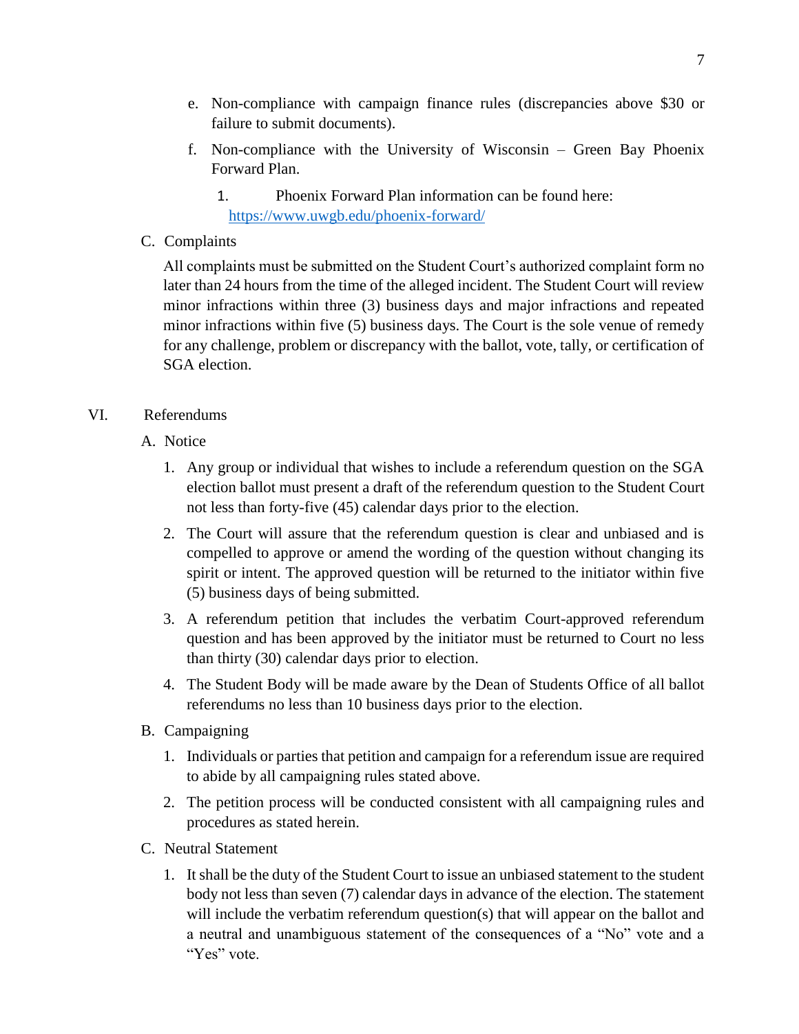e. Non-compliance with campaign finance rules (discrepancies above $30 or failure to submit documents).

f. Non-compliance with the University of Wisconsin – Green Bay Phoenix Forward Plan.

   1. Phoenix Forward Plan information can be found here: https://www.uwgb.edu/phoenix-forward/

C. Complaints

All complaints must be submitted on the Student Court's authorized complaint form no later than 24 hours from the time of the alleged incident. The Student Court will review minor infractions within three (3) business days and major infractions and repeated minor infractions within five (5) business days. The Court is the sole venue of remedy for any challenge, problem or discrepancy with the ballot, vote, tally, or certification of SGA election.

## VI. Referendums

A. Notice

1. Any group or individual that wishes to include a referendum question on the SGA election ballot must present a draft of the referendum question to the Student Court not less than forty-five (45) calendar days prior to the election.
2. The Court will assure that the referendum question is clear and unbiased and is compelled to approve or amend the wording of the question without changing its spirit or intent. The approved question will be returned to the initiator within five (5) business days of being submitted.
3. A referendum petition that includes the verbatim Court-approved referendum question and has been approved by the initiator must be returned to Court no less than thirty (30) calendar days prior to election.
4. The Student Body will be made aware by the Dean of Students Office of all ballot referendums no less than 10 business days prior to the election.

B. Campaigning

1. Individuals or parties that petition and campaign for a referendum issue are required to abide by all campaigning rules stated above.
2. The petition process will be conducted consistent with all campaigning rules and procedures as stated herein.

C. Neutral Statement

1. It shall be the duty of the Student Court to issue an unbiased statement to the student body not less than seven (7) calendar days in advance of the election. The statement will include the verbatim referendum question(s) that will appear on the ballot and a neutral and unambiguous statement of the consequences of a "No" vote and a "Yes" vote.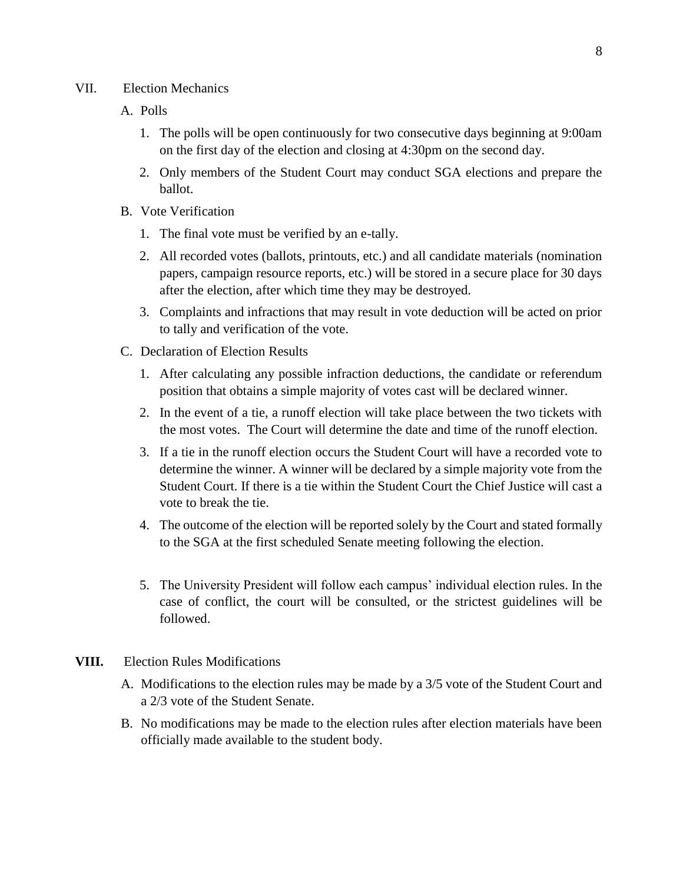## VII. Election Mechanics

A. Polls

1. The polls will be open continuously for two consecutive days beginning at 9:00am on the first day of the election and closing at 4:30pm on the second day.
2. Only members of the Student Court may conduct SGA elections and prepare the ballot.

B. Vote Verification

1. The final vote must be verified by an e-tally.
2. All recorded votes (ballots, printouts, etc.) and all candidate materials (nomination papers, campaign resource reports, etc.) will be stored in a secure place for 30 days after the election, after which time they may be destroyed.
3. Complaints and infractions that may result in vote deduction will be acted on prior to tally and verification of the vote.

C. Declaration of Election Results

1. After calculating any possible infraction deductions, the candidate or referendum position that obtains a simple majority of votes cast will be declared winner.
2. In the event of a tie, a runoff election will take place between the two tickets with the most votes. The Court will determine the date and time of the runoff election.
3. If a tie in the runoff election occurs the Student Court will have a recorded vote to determine the winner. A winner will be declared by a simple majority vote from the Student Court. If there is a tie within the Student Court the Chief Justice will cast a vote to break the tie.
4. The outcome of the election will be reported solely by the Court and stated formally to the SGA at the first scheduled Senate meeting following the election.
5. The University President will follow each campus' individual election rules. In the case of conflict, the court will be consulted, or the strictest guidelines will be followed.

## **VIII.** Election Rules Modifications

A. Modifications to the election rules may be made by a 3/5 vote of the Student Court and a 2/3 vote of the Student Senate.

B. No modifications may be made to the election rules after election materials have been officially made available to the student body.